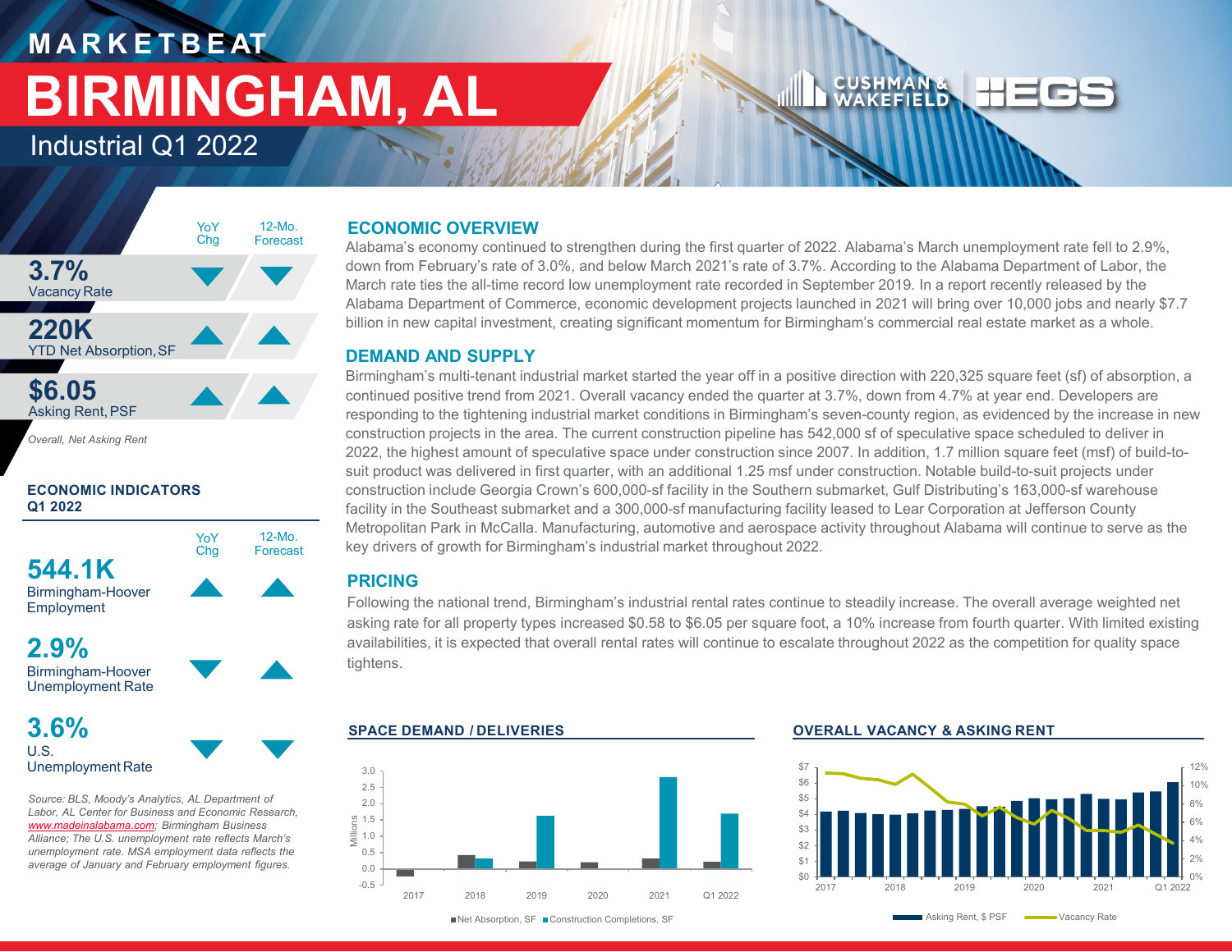# MARKETBEAT

# BIRMINGHAM, AL

## Industrial Q1 2022

| | YoY Chg | 12-Mo. Forecast |
|---|---|---|
| **3.7%** Vacancy Rate | ▼ | ▼ |
| **220K** YTD Net Absorption, SF | ▲ | ▲ |
| **$6.05** Asking Rent, PSF | ▲ | ▲ |

*Overall, Net Asking Rent*

### ECONOMIC INDICATORS Q1 2022

| | YoY Chg | 12-Mo. Forecast |
|---|---|---|
| **544.1K** Birmingham-Hoover Employment | ▲ | ▲ |
| **2.9%** Birmingham-Hoover Unemployment Rate | ▼ | ▲ |
| **3.6%** U.S. Unemployment Rate | ▼ | ▼ |

*Source: BLS, Moody's Analytics, AL Department of Labor, AL Center for Business and Economic Research, www.madeinalabama.com; Birmingham Business Alliance; The U.S. unemployment rate reflects March's unemployment rate. MSA employment data reflects the average of January and February employment figures.*

## ECONOMIC OVERVIEW

Alabama's economy continued to strengthen during the first quarter of 2022. Alabama's March unemployment rate fell to 2.9%, down from February's rate of 3.0%, and below March 2021's rate of 3.7%. According to the Alabama Department of Labor, the March rate ties the all-time record low unemployment rate recorded in September 2019. In a report recently released by the Alabama Department of Commerce, economic development projects launched in 2021 will bring over 10,000 jobs and nearly $7.7 billion in new capital investment, creating significant momentum for Birmingham's commercial real estate market as a whole.

## DEMAND AND SUPPLY

Birmingham's multi-tenant industrial market started the year off in a positive direction with 220,325 square feet (sf) of absorption, a continued positive trend from 2021. Overall vacancy ended the quarter at 3.7%, down from 4.7% at year end. Developers are responding to the tightening industrial market conditions in Birmingham's seven-county region, as evidenced by the increase in new construction projects in the area. The current construction pipeline has 542,000 sf of speculative space scheduled to deliver in 2022, the highest amount of speculative space under construction since 2007. In addition, 1.7 million square feet (msf) of build-to-suit product was delivered in first quarter, with an additional 1.25 msf under construction. Notable build-to-suit projects under construction include Georgia Crown's 600,000-sf facility in the Southern submarket, Gulf Distributing's 163,000-sf warehouse facility in the Southeast submarket and a 300,000-sf manufacturing facility leased to Lear Corporation at Jefferson County Metropolitan Park in McCalla. Manufacturing, automotive and aerospace activity throughout Alabama will continue to serve as the key drivers of growth for Birmingham's industrial market throughout 2022.

## PRICING

Following the national trend, Birmingham's industrial rental rates continue to steadily increase. The overall average weighted net asking rate for all property types increased $0.58 to $6.05 per square foot, a 10% increase from fourth quarter. With limited existing availabilities, it is expected that overall rental rates will continue to escalate throughout 2022 as the competition for quality space tightens.

### SPACE DEMAND / DELIVERIES

Millions
3.0
2.5
2.0
1.5
1.0
0.5
0.0
-0.5
2017 2018 2019 2020 2021 Q1 2022
Net Absorption, SF | Construction Completions, SF

### OVERALL VACANCY & ASKING RENT

$7 $6 $5 $4 $3 $2 $1 $0
12% 10% 8% 6% 4% 2% 0%
2017 2018 2019 2020 2021 Q1 2022
Asking Rent, $ PSF | Vacancy Rate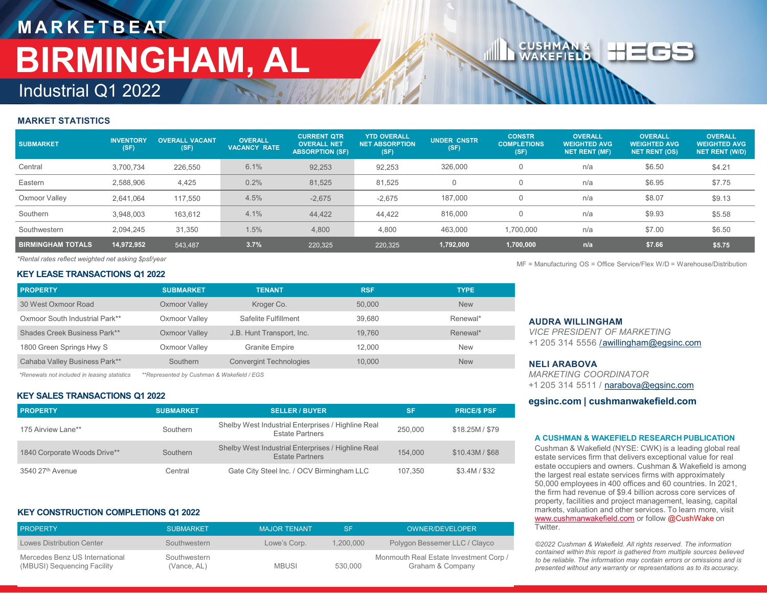# MARKETBEAT

# BIRMINGHAM, AL

## Industrial Q1 2022

### MARKET STATISTICS

| SUBMARKET | INVENTORY (SF) | OVERALL VACANT (SF) | OVERALL VACANCY RATE | CURRENT QTR OVERALL NET ABSORPTION (SF) | YTD OVERALL NET ABSORPTION (SF) | UNDER CNSTR (SF) | CONSTR COMPLETIONS (SF) | OVERALL WEIGHTED AVG NET RENT (MF) | OVERALL WEIGHTED AVG NET RENT (OS) | OVERALL WEIGHTED AVG NET RENT (W/D) |
|---|---|---|---|---|---|---|---|---|---|---|
| Central | 3,700,734 | 226,550 | 6.1% | 92,253 | 92,253 | 326,000 | 0 | n/a | $6.50 | $4.21 |
| Eastern | 2,588,906 | 4,425 | 0.2% | 81,525 | 81,525 | 0 | 0 | n/a | $6.95 | $7.75 |
| Oxmoor Valley | 2,641,064 | 117,550 | 4.5% | -2,675 | -2,675 | 187,000 | 0 | n/a | $8.07 | $9.13 |
| Southern | 3,948,003 | 163,612 | 4.1% | 44,422 | 44,422 | 816,000 | 0 | n/a | $9.93 | $5.58 |
| Southwestern | 2,094,245 | 31,350 | 1.5% | 4,800 | 4,800 | 463,000 | 1,700,000 | n/a | $7.00 | $6.50 |
| **BIRMINGHAM TOTALS** | **14,972,952** | 543,487 | **3.7%** | 220,325 | 220,325 | **1,792,000** | **1,700,000** | **n/a** | **$7.66** | **$5.75** |

*\*Rental rates reflect weighted net asking $psf/year*

MF = Manufacturing OS = Office Service/Flex W/D = Warehouse/Distribution

### KEY LEASE TRANSACTIONS Q1 2022

| PROPERTY | SUBMARKET | TENANT | RSF | TYPE |
|---|---|---|---|---|
| 30 West Oxmoor Road | Oxmoor Valley | Kroger Co. | 50,000 | New |
| Oxmoor South Industrial Park** | Oxmoor Valley | Safelite Fulfillment | 39,680 | Renewal* |
| Shades Creek Business Park** | Oxmoor Valley | J.B. Hunt Transport, Inc. | 19,760 | Renewal* |
| 1800 Green Springs Hwy S | Oxmoor Valley | Granite Empire | 12,000 | New |
| Cahaba Valley Business Park** | Southern | Convergint Technologies | 10,000 | New |

*\*Renewals not included in leasing statistics* *\*\*Represented by Cushman & Wakefield / EGS*

### KEY SALES TRANSACTIONS Q1 2022

| PROPERTY | SUBMARKET | SELLER / BUYER | SF | PRICE/$ PSF |
|---|---|---|---|---|
| 175 Airview Lane** | Southern | Shelby West Industrial Enterprises / Highline Real Estate Partners | 250,000 | $18.25M / $79 |
| 1840 Corporate Woods Drive** | Southern | Shelby West Industrial Enterprises / Highline Real Estate Partners | 154,000 | $10.43M / $68 |
| 3540 27th Avenue | Central | Gate City Steel Inc. / OCV Birmingham LLC | 107,350 | $3.4M / $32 |

### KEY CONSTRUCTION COMPLETIONS Q1 2022

| PROPERTY | SUBMARKET | MAJOR TENANT | SF | OWNER/DEVELOPER |
|---|---|---|---|---|
| Lowes Distribution Center | Southwestern | Lowe's Corp. | 1,200,000 | Polygon Bessemer LLC / Clayco |
| Mercedes Benz US International (MBUSI) Sequencing Facility | Southwestern (Vance, AL) | MBUSI | 530,000 | Monmouth Real Estate Investment Corp / Graham & Company |

**AUDRA WILLINGHAM**
*VICE PRESIDENT OF MARKETING*
+1 205 314 5556 /awillingham@egsinc.com

**NELI ARABOVA**
*MARKETING COORDINATOR*
+1 205 314 5511 / narabova@egsinc.com

**egsinc.com | cushmanwakefield.com**

**A CUSHMAN & WAKEFIELD RESEARCH PUBLICATION**

Cushman & Wakefield (NYSE: CWK) is a leading global real estate services firm that delivers exceptional value for real estate occupiers and owners. Cushman & Wakefield is among the largest real estate services firms with approximately 50,000 employees in 400 offices and 60 countries. In 2021, the firm had revenue of $9.4 billion across core services of property, facilities and project management, leasing, capital markets, valuation and other services. To learn more, visit www.cushmanwakefield.com or follow @CushWake on Twitter.

*©2022 Cushman & Wakefield. All rights reserved. The information contained within this report is gathered from multiple sources believed to be reliable. The information may contain errors or omissions and is presented without any warranty or representations as to its accuracy.*